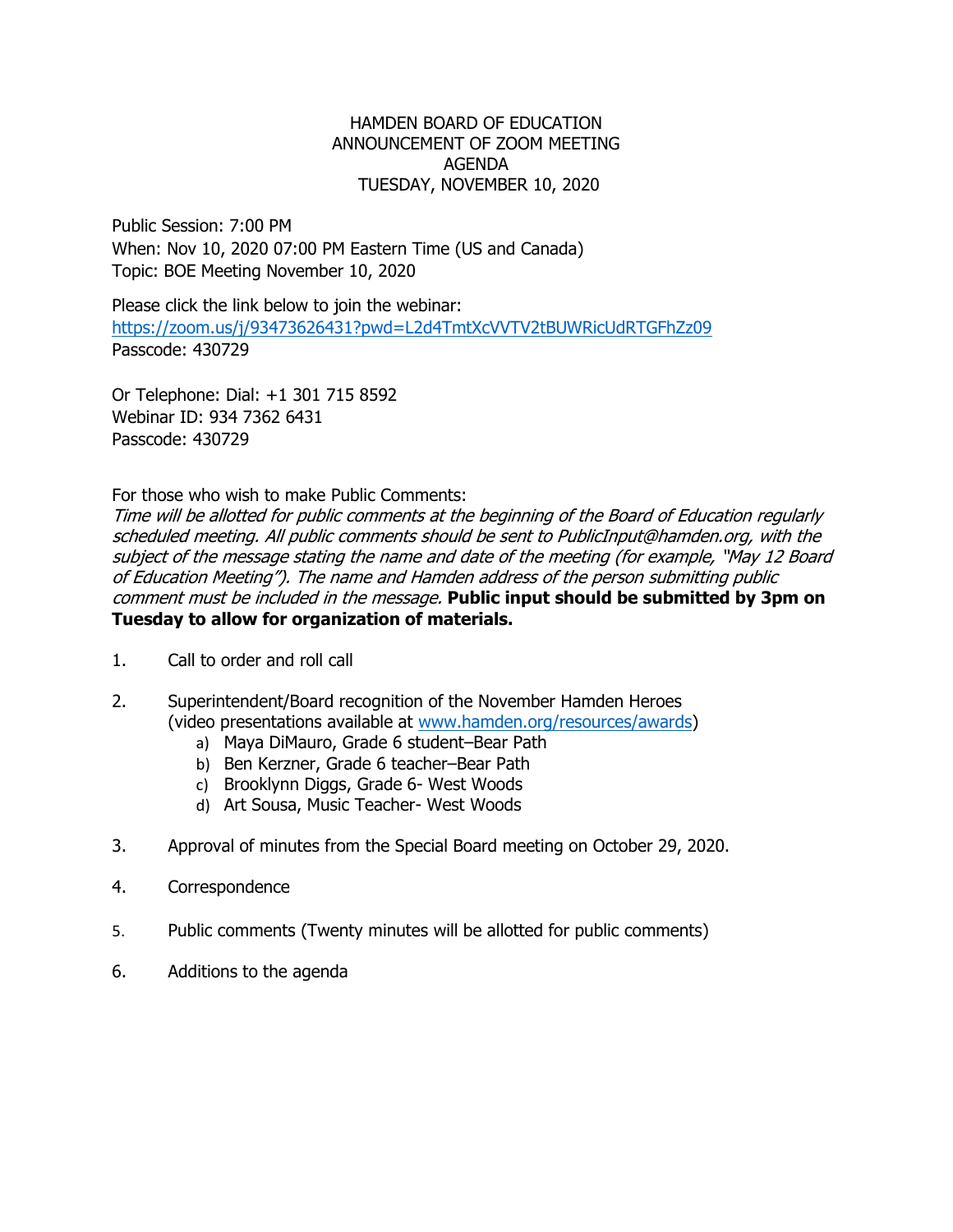HAMDEN BOARD OF EDUCATION
ANNOUNCEMENT OF ZOOM MEETING
AGENDA
TUESDAY, NOVEMBER 10, 2020

Public Session: 7:00 PM
When: Nov 10, 2020 07:00 PM Eastern Time (US and Canada)
Topic: BOE Meeting November 10, 2020

Please click the link below to join the webinar:
https://zoom.us/j/93473626431?pwd=L2d4TmtXcVVTV2tBUWRicUdRTGFhZz09
Passcode: 430729

Or Telephone: Dial: +1 301 715 8592
Webinar ID: 934 7362 6431
Passcode: 430729

For those who wish to make Public Comments:
*Time will be allotted for public comments at the beginning of the Board of Education regularly scheduled meeting. All public comments should be sent to PublicInput@hamden.org, with the subject of the message stating the name and date of the meeting (for example, "May 12 Board of Education Meeting"). The name and Hamden address of the person submitting public comment must be included in the message.* **Public input should be submitted by 3pm on Tuesday to allow for organization of materials.**

1. Call to order and roll call

2. Superintendent/Board recognition of the November Hamden Heroes (video presentations available at www.hamden.org/resources/awards)
   a) Maya DiMauro, Grade 6 student–Bear Path
   b) Ben Kerzner, Grade 6 teacher–Bear Path
   c) Brooklynn Diggs, Grade 6- West Woods
   d) Art Sousa, Music Teacher- West Woods

3. Approval of minutes from the Special Board meeting on October 29, 2020.

4. Correspondence

5. Public comments (Twenty minutes will be allotted for public comments)

6. Additions to the agenda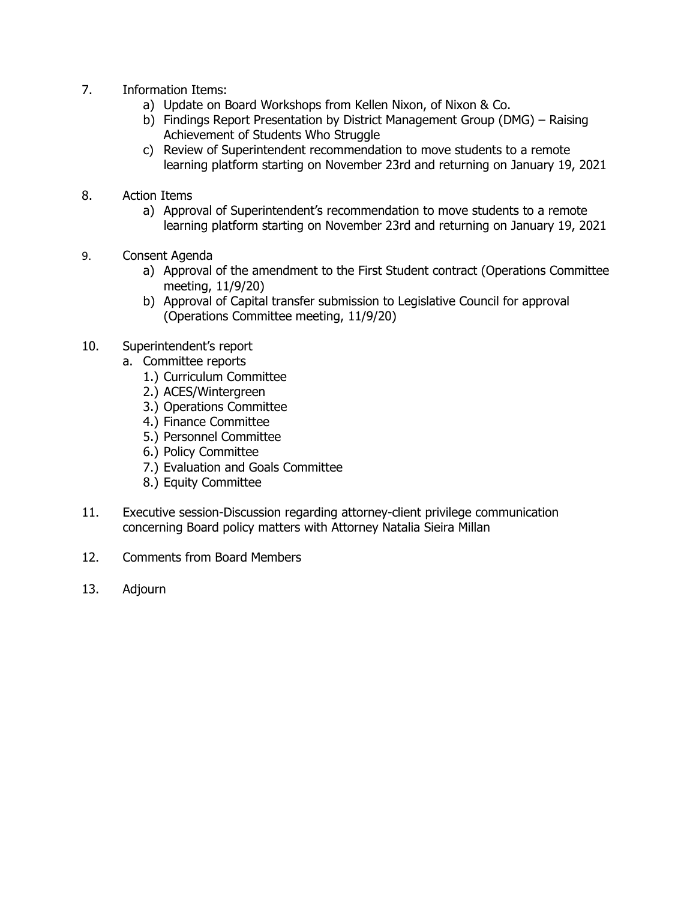7. Information Items:
   a) Update on Board Workshops from Kellen Nixon, of Nixon & Co.
   b) Findings Report Presentation by District Management Group (DMG) – Raising Achievement of Students Who Struggle
   c) Review of Superintendent recommendation to move students to a remote learning platform starting on November 23rd and returning on January 19, 2021

8. Action Items
   a) Approval of Superintendent's recommendation to move students to a remote learning platform starting on November 23rd and returning on January 19, 2021

9. Consent Agenda
   a) Approval of the amendment to the First Student contract (Operations Committee meeting, 11/9/20)
   b) Approval of Capital transfer submission to Legislative Council for approval (Operations Committee meeting, 11/9/20)

10. Superintendent's report
    a. Committee reports
       1.) Curriculum Committee
       2.) ACES/Wintergreen
       3.) Operations Committee
       4.) Finance Committee
       5.) Personnel Committee
       6.) Policy Committee
       7.) Evaluation and Goals Committee
       8.) Equity Committee

11. Executive session-Discussion regarding attorney-client privilege communication concerning Board policy matters with Attorney Natalia Sieira Millan

12. Comments from Board Members

13. Adjourn